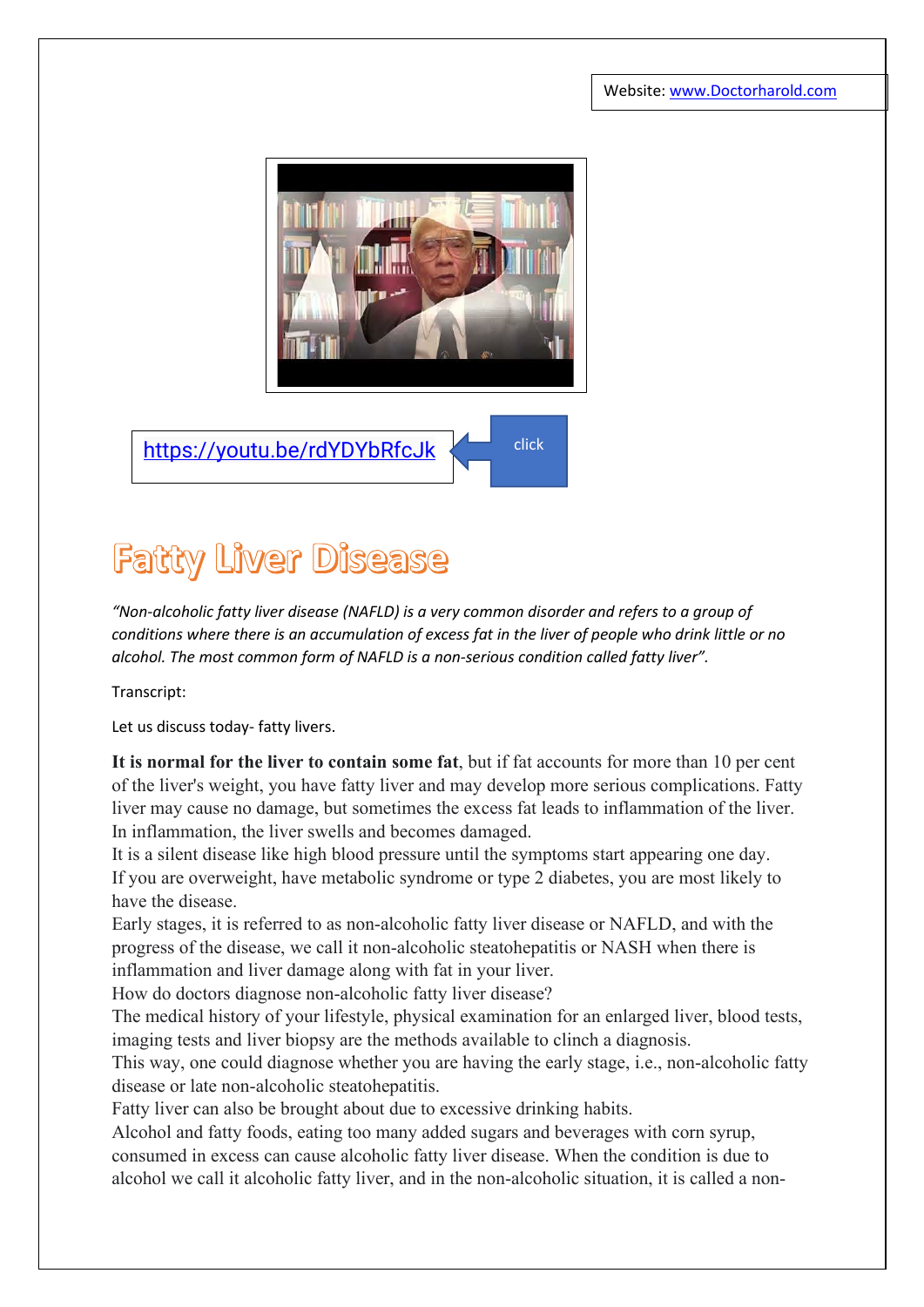Website: www.Doctorharold.com

https://youtu.be/rdYDYbRfcJk

click

# Fatty Liver Disease

*"Non-alcoholic fatty liver disease (NAFLD) is a very common disorder and refers to a group of conditions where there is an accumulation of excess fat in the liver of people who drink little or no alcohol. The most common form of NAFLD is a non-serious condition called fatty liver".*

Transcript:

Let us discuss today- fatty livers.

**It is normal for the liver to contain some fat**, but if fat accounts for more than 10 per cent of the liver's weight, you have fatty liver and may develop more serious complications. Fatty liver may cause no damage, but sometimes the excess fat leads to inflammation of the liver. In inflammation, the liver swells and becomes damaged.

It is a silent disease like high blood pressure until the symptoms start appearing one day.

If you are overweight, have metabolic syndrome or type 2 diabetes, you are most likely to have the disease.

Early stages, it is referred to as non-alcoholic fatty liver disease or NAFLD, and with the progress of the disease, we call it non-alcoholic steatohepatitis or NASH when there is inflammation and liver damage along with fat in your liver.

How do doctors diagnose non-alcoholic fatty liver disease?

The medical history of your lifestyle, physical examination for an enlarged liver, blood tests, imaging tests and liver biopsy are the methods available to clinch a diagnosis.

This way, one could diagnose whether you are having the early stage, i.e., non-alcoholic fatty disease or late non-alcoholic steatohepatitis.

Fatty liver can also be brought about due to excessive drinking habits.

Alcohol and fatty foods, eating too many added sugars and beverages with corn syrup, consumed in excess can cause alcoholic fatty liver disease. When the condition is due to alcohol we call it alcoholic fatty liver, and in the non-alcoholic situation, it is called a non-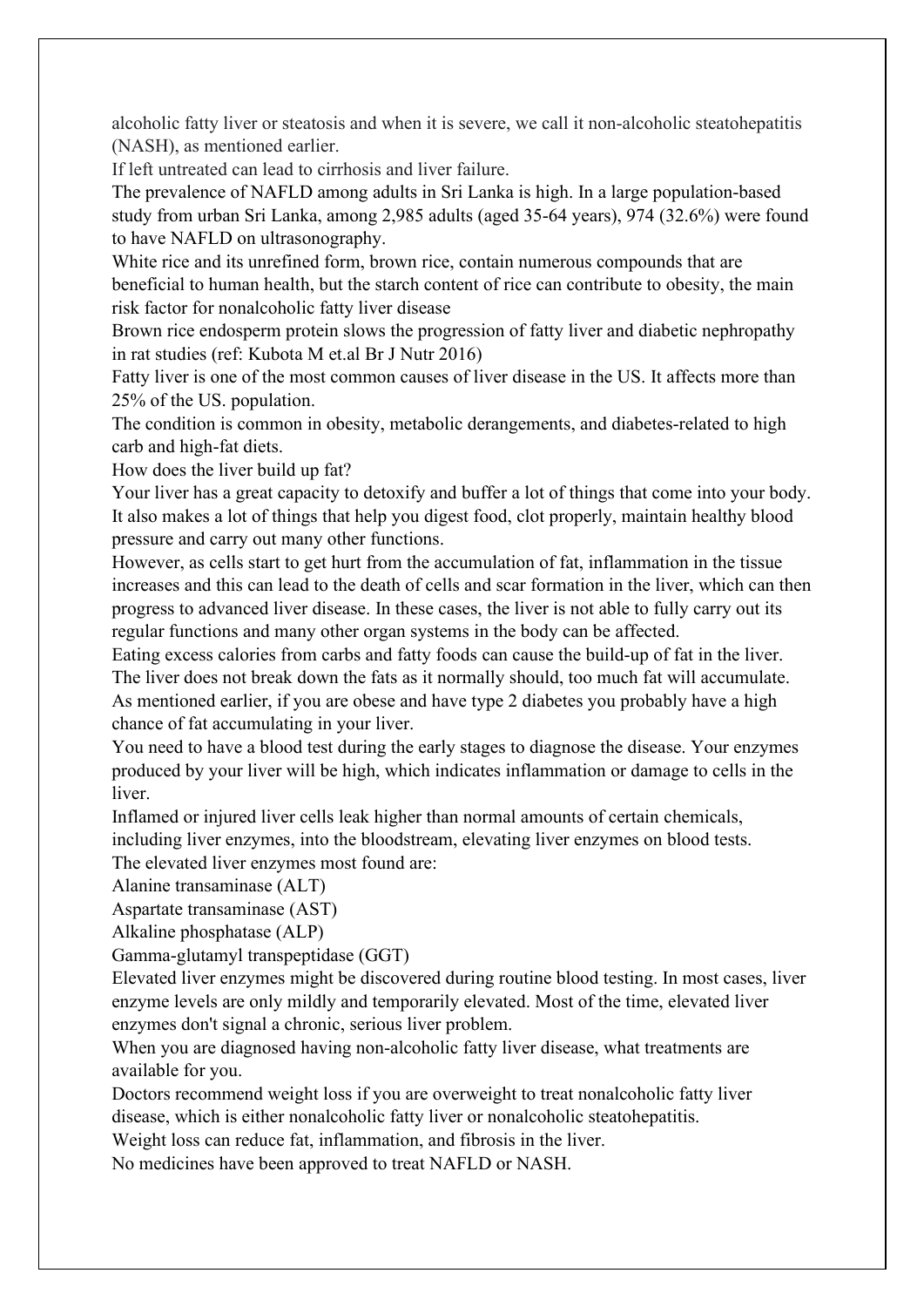alcoholic fatty liver or steatosis and when it is severe, we call it non-alcoholic steatohepatitis (NASH), as mentioned earlier.

If left untreated can lead to cirrhosis and liver failure.

The prevalence of NAFLD among adults in Sri Lanka is high. In a large population-based study from urban Sri Lanka, among 2,985 adults (aged 35-64 years), 974 (32.6%) were found to have NAFLD on ultrasonography.

White rice and its unrefined form, brown rice, contain numerous compounds that are beneficial to human health, but the starch content of rice can contribute to obesity, the main risk factor for nonalcoholic fatty liver disease

Brown rice endosperm protein slows the progression of fatty liver and diabetic nephropathy in rat studies (ref: Kubota M et.al Br J Nutr 2016)

Fatty liver is one of the most common causes of liver disease in the US. It affects more than 25% of the US. population.

The condition is common in obesity, metabolic derangements, and diabetes-related to high carb and high-fat diets.

How does the liver build up fat?

Your liver has a great capacity to detoxify and buffer a lot of things that come into your body. It also makes a lot of things that help you digest food, clot properly, maintain healthy blood pressure and carry out many other functions.

However, as cells start to get hurt from the accumulation of fat, inflammation in the tissue increases and this can lead to the death of cells and scar formation in the liver, which can then progress to advanced liver disease. In these cases, the liver is not able to fully carry out its regular functions and many other organ systems in the body can be affected.

Eating excess calories from carbs and fatty foods can cause the build-up of fat in the liver. The liver does not break down the fats as it normally should, too much fat will accumulate. As mentioned earlier, if you are obese and have type 2 diabetes you probably have a high chance of fat accumulating in your liver.

You need to have a blood test during the early stages to diagnose the disease. Your enzymes produced by your liver will be high, which indicates inflammation or damage to cells in the liver.

Inflamed or injured liver cells leak higher than normal amounts of certain chemicals, including liver enzymes, into the bloodstream, elevating liver enzymes on blood tests.

The elevated liver enzymes most found are:

Alanine transaminase (ALT)

Aspartate transaminase (AST)

Alkaline phosphatase (ALP)

Gamma-glutamyl transpeptidase (GGT)

Elevated liver enzymes might be discovered during routine blood testing. In most cases, liver enzyme levels are only mildly and temporarily elevated. Most of the time, elevated liver enzymes don't signal a chronic, serious liver problem.

When you are diagnosed having non-alcoholic fatty liver disease, what treatments are available for you.

Doctors recommend weight loss if you are overweight to treat nonalcoholic fatty liver disease, which is either nonalcoholic fatty liver or nonalcoholic steatohepatitis.

Weight loss can reduce fat, inflammation, and fibrosis in the liver.

No medicines have been approved to treat NAFLD or NASH.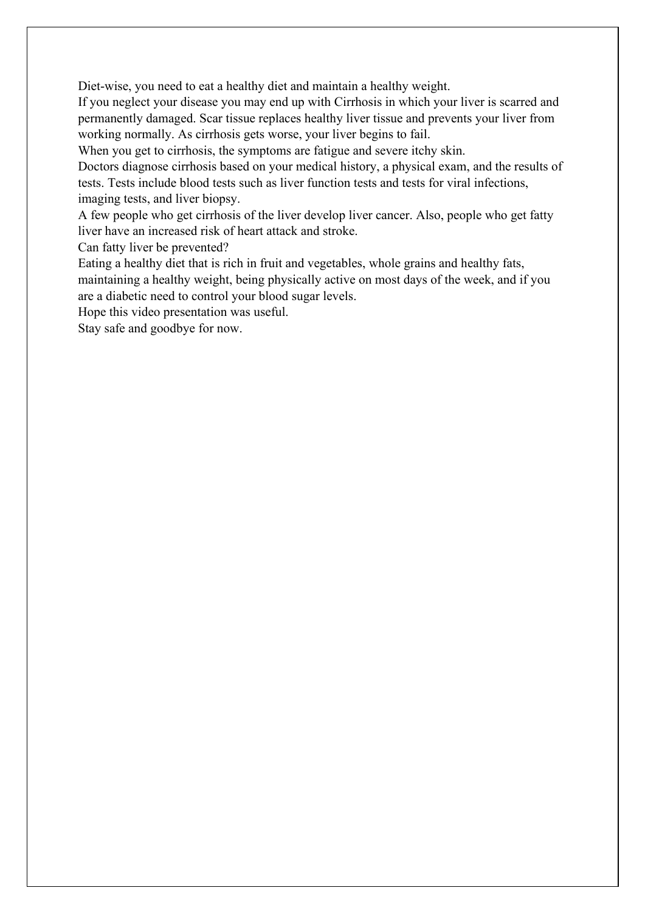Diet-wise, you need to eat a healthy diet and maintain a healthy weight.

If you neglect your disease you may end up with Cirrhosis in which your liver is scarred and permanently damaged. Scar tissue replaces healthy liver tissue and prevents your liver from working normally. As cirrhosis gets worse, your liver begins to fail.

When you get to cirrhosis, the symptoms are fatigue and severe itchy skin.

Doctors diagnose cirrhosis based on your medical history, a physical exam, and the results of tests. Tests include blood tests such as liver function tests and tests for viral infections, imaging tests, and liver biopsy.

A few people who get cirrhosis of the liver develop liver cancer. Also, people who get fatty liver have an increased risk of heart attack and stroke.

Can fatty liver be prevented?

Eating a healthy diet that is rich in fruit and vegetables, whole grains and healthy fats, maintaining a healthy weight, being physically active on most days of the week, and if you are a diabetic need to control your blood sugar levels.

Hope this video presentation was useful.

Stay safe and goodbye for now.